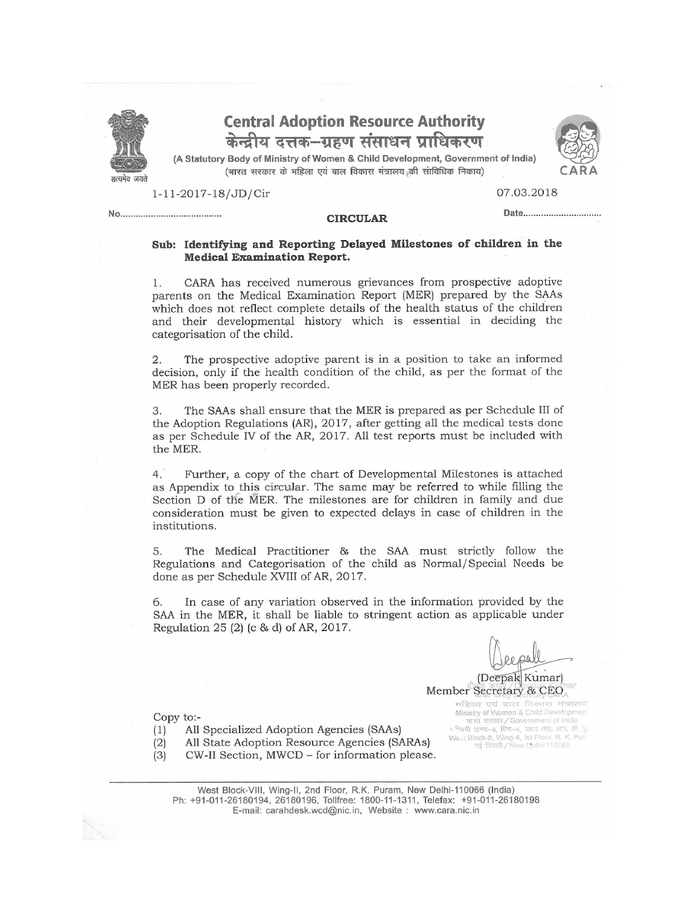# Central Adoption Resource Authority

# केन्द्रीय दत्तक–ग्रहण संसाधन प्राधिकरण

(A Statutory Body of Ministry of Women & Child Development, Government of India)
(भारत सरकार के महिला एवं बाल विकास मंत्रालय की सांविधिक निकाय)

No. 1-11-2017-18/JD/Cir

Date 07.03.2018

## CIRCULAR

**Sub: Identifying and Reporting Delayed Milestones of children in the Medical Examination Report.**

1. CARA has received numerous grievances from prospective adoptive parents on the Medical Examination Report (MER) prepared by the SAAs which does not reflect complete details of the health status of the children and their developmental history which is essential in deciding the categorisation of the child.

2. The prospective adoptive parent is in a position to take an informed decision, only if the health condition of the child, as per the format of the MER has been properly recorded.

3. The SAAs shall ensure that the MER is prepared as per Schedule III of the Adoption Regulations (AR), 2017, after getting all the medical tests done as per Schedule IV of the AR, 2017. All test reports must be included with the MER.

4. Further, a copy of the chart of Developmental Milestones is attached as Appendix to this circular. The same may be referred to while filling the Section D of the MER. The milestones are for children in family and due consideration must be given to expected delays in case of children in the institutions.

5. The Medical Practitioner & the SAA must strictly follow the Regulations and Categorisation of the child as Normal/Special Needs be done as per Schedule XVIII of AR, 2017.

6. In case of any variation observed in the information provided by the SAA in the MER, it shall be liable to stringent action as applicable under Regulation 25 (2) (c & d) of AR, 2017.

(Deepak Kumar)
Member Secretary & CEO

Copy to:-

(1) All Specialized Adoption Agencies (SAAs)
(2) All State Adoption Resource Agencies (SARAs)
(3) CW-II Section, MWCD – for information please.

West Block-VIII, Wing-II, 2nd Floor, R.K. Puram, New Delhi-110066 (India)
Ph: +91-011-26180194, 26180196, Tollfree: 1800-11-1311, Telefax: +91-011-26180198
E-mail: carahdesk.wcd@nic.in, Website : www.cara.nic.in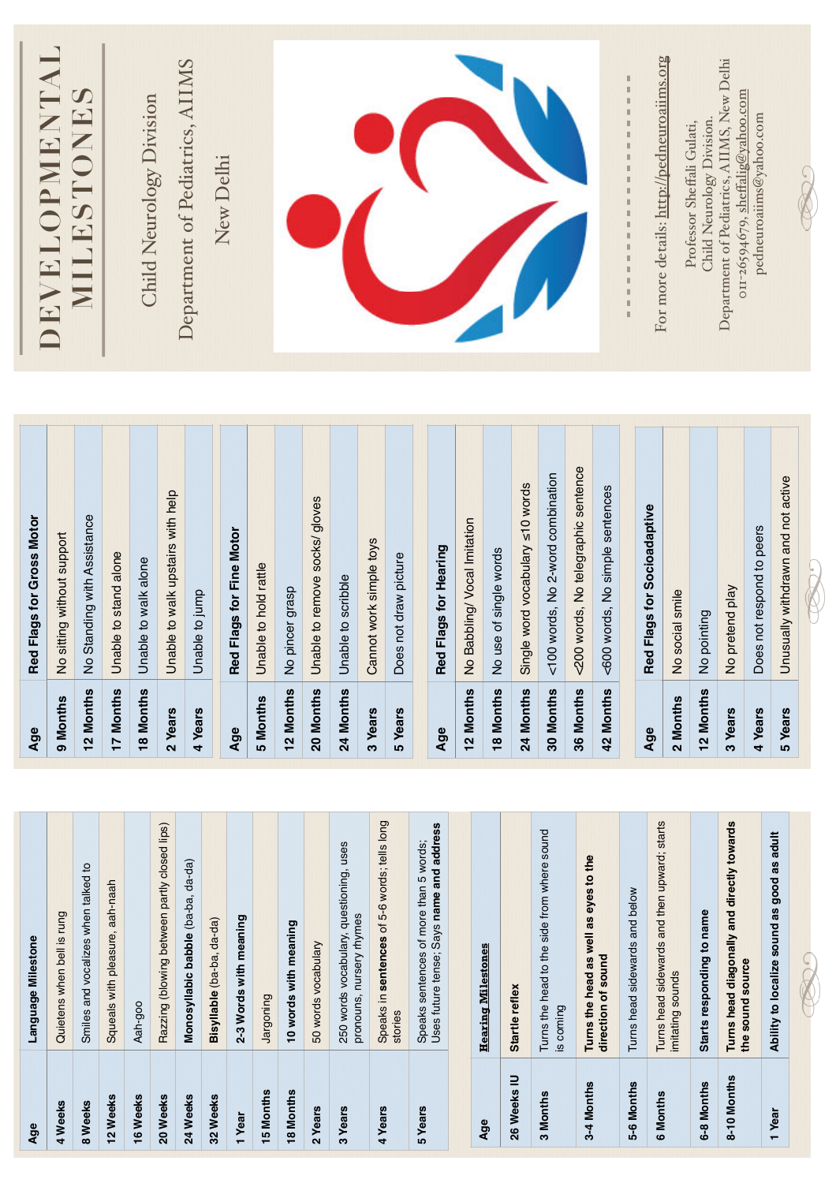| Age | Language Milestone |
|---|---|
| 4 Weeks | Quietens when bell is rung |
| 8 Weeks | Smiles and vocalizes when talked to |
| 12 Weeks | Squeals with pleasure, aah-naah |
| 16 Weeks | Aah-goo |
| 20 Weeks | Razzing (blowing between partly closed lips) |
| 24 Weeks | **Monosyllabic babble** (ba-ba, da-da) |
| 32 Weeks | **Bisyllable** (ba-ba, da-da) |
| 1 Year | **2-3 Words with meaning** |
| 15 Months | Jargoning |
| 18 Months | **10 words with meaning** |
| 2 Years | 50 words vocabulary |
| 3 Years | 250 words vocabulary, questioning, uses pronouns, nursery rhymes |
| 4 Years | Speaks in **sentences** of 5-6 words; tells long stories |
| 5 Years | Speaks sentences of more than 5 words; Uses future tense; Says **name and address** |

| Age | **Hearing Milestones** |
|---|---|
| 26 Weeks IU | **Startle reflex** |
| 3 Months | Turns the head to the side from where sound is coming |
| 3-4 Months | **Turns the head as well as eyes to the direction of sound** |
| 5-6 Months | Turns head sidewards and below |
| 6 Months | Turns head sidewards and then upward; starts imitating sounds |
| 6-8 Months | **Starts responding to name** |
| 8-10 Months | **Turns head diagonally and directly towards the sound source** |
| 1 Year | **Ability to localize sound as good as adult** |

| Age | **Red Flags for Gross Motor** |
|---|---|
| 9 Months | No sitting without support |
| 12 Months | No Standing with Assistance |
| 17 Months | Unable to stand alone |
| 18 Months | Unable to walk alone |
| 2 Years | Unable to walk upstairs with help |
| 4 Years | Unable to jump |

| Age | **Red Flags for Fine Motor** |
|---|---|
| 5 Months | Unable to hold rattle |
| 12 Months | No pincer grasp |
| 20 Months | Unable to remove socks/ gloves |
| 24 Months | Unable to scribble |
| 3 Years | Cannot work simple toys |
| 5 Years | Does not draw picture |

| Age | **Red Flags for Hearing** |
|---|---|
| 12 Months | No Babbling/ Vocal Imitation |
| 18 Months | No use of single words |
| 24 Months | Single word vocabulary ≤10 words |
| 30 Months | <100 words, No 2-word combination |
| 36 Months | <200 words, No telegraphic sentence |
| 42 Months | <600 words, No simple sentences |

| Age | **Red Flags for Socioadaptive** |
|---|---|
| 2 Months | No social smile |
| 12 Months | No pointing |
| 3 Years | No pretend play |
| 4 Years | Does not respond to peers |
| 5 Years | Unusually withdrawn and not active |

# DEVELOPMENTAL MILESTONES

Child Neurology Division

Department of Pediatrics, AIIMS

New Delhi

For more details: http://pedneuroaiims.org

Professor Sheffali Gulati,
Child Neurology Division,
Department of Pediatrics, AIIMS, New Delhi
011-26594679, sheffalig@yahoo.com
pedneuroaiims@yahoo.com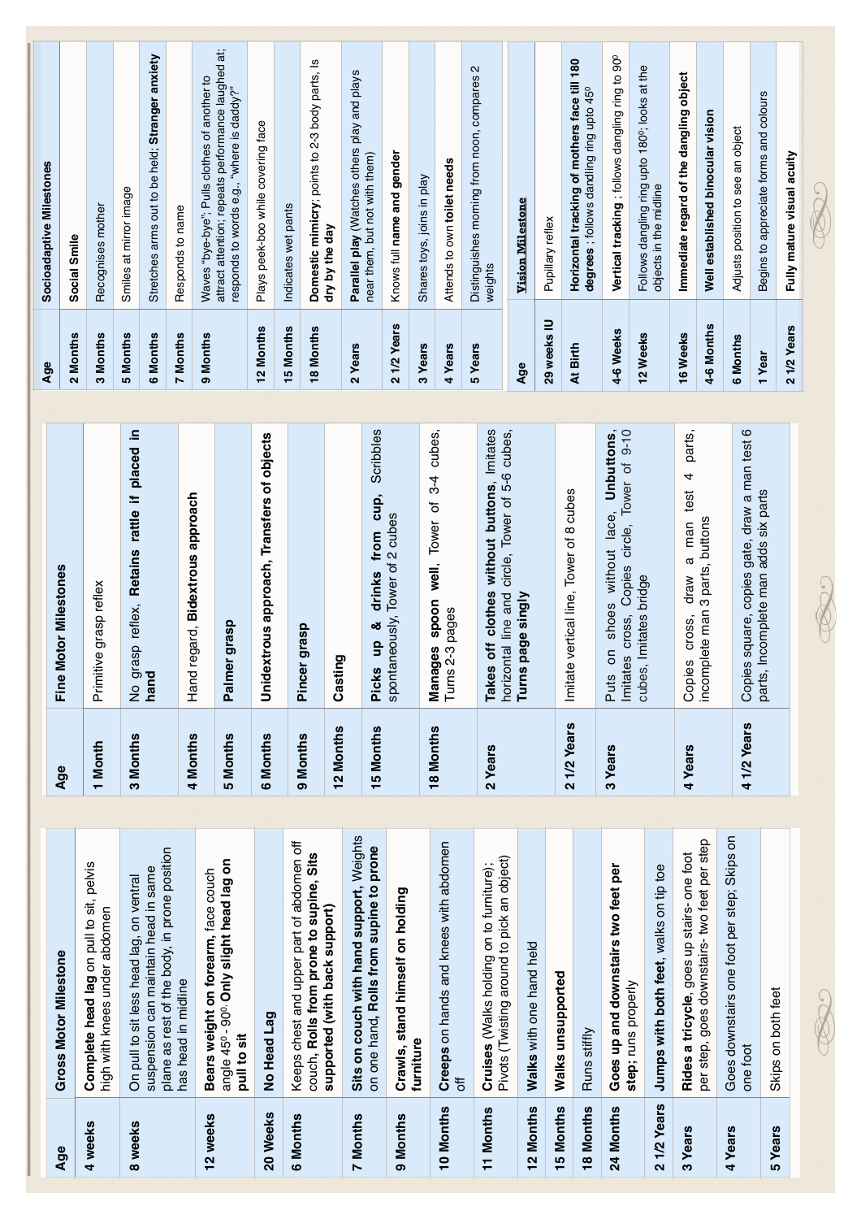| Age | Gross Motor Milestone |
|---|---|
| 4 weeks | **Complete head lag** on pull to sit, pelvis high with knees under abdomen |
| 8 weeks | On pull to sit less head lag, on ventral suspension can maintain head in same plane as rest of the body, in prone position has head in midline |
| 12 weeks | **Bears weight on forearm**, face couch angle 45$^0$ - 90$^0$. **Only slight head lag on pull to sit** |
| 20 Weeks | **No Head Lag** |
| 6 Months | Keeps chest and upper part of abdomen off couch, **Rolls from prone to supine, Sits supported (with back support)** |
| 7 Months | **Sits on couch with hand support,** Weights on one hand, **Rolls from supine to prone** |
| 9 Months | **Crawls, stand himself on holding furniture** |
| 10 Months | **Creeps** on hands and knees with abdomen off |
| 11 Months | **Cruises** (Walks holding on to furniture); Pivots (Twisting around to pick an object) |
| 12 Months | **Walks** with one hand held |
| 15 Months | **Walks unsupported** |
| 18 Months | Runs stiffly |
| 24 Months | **Goes up and downstairs two feet per step**; runs properly |
| 2 1/2 Years | **Jumps with both feet**, walks on tip toe |
| 3 Years | **Rides a tricycle**, goes up stairs- one foot per step, goes downstairs- two feet per step |
| 4 Years | Goes downstairs one foot per step; Skips on one foot |
| 5 Years | Skips on both feet |

| Age | Fine Motor Milestones |
|---|---|
| 1 Month | Primitive grasp reflex |
| 3 Months | No grasp reflex, **Retains rattle if placed in hand** |
| 4 Months | Hand regard, **Bidextrous approach** |
| 5 Months | **Palmer grasp** |
| 6 Months | **Unidextrous approach, Transfers of objects** |
| 9 Months | **Pincer grasp** |
| 12 Months | **Casting** |
| 15 Months | **Picks up & drinks from cup,** Scribbles spontaneously, Tower of 2 cubes |
| 18 Months | **Manages spoon well**, Tower of 3-4 cubes, Turns 2-3 pages |
| 2 Years | **Takes off clothes without buttons**, Imitates horizontal line and circle, Tower of 5-6 cubes, **Turns page singly** |
| 2 1/2 Years | Imitate vertical line, Tower of 8 cubes |
| 3 Years | Puts on shoes without lace, **Unbuttons**, Imitates cross, Copies circle, Tower of 9-10 cubes, Imitates bridge |
| 4 Years | Copies cross, draw a man test 4 parts, incomplete man 3 parts, buttons |
| 4 1/2 Years | Copies square, copies gate, draw a man test 6 parts, Incomplete man adds six parts |

| Age | Socioadaptive Milestones |
|---|---|
| 2 Months | **Social Smile** |
| 3 Months | Recognises mother |
| 5 Months | Smiles at mirror image |
| 6 Months | Stretches arms out to be held; **Stranger anxiety** |
| 7 Months | Responds to name |
| 9 Months | Waves "bye-bye"; Pulls clothes of another to attract attention; repeats performance laughed at; responds to words e.g., "where is daddy?" |
| 12 Months | Plays peek-boo while covering face |
| 15 Months | Indicates wet pants |
| 18 Months | **Domestic mimicry**; points to 2-3 body parts, Is **dry by the day** |
| 2 Years | **Parallel play** (Watches others play and plays near them, but not with them) |
| 2 1/2 Years | Knows full **name and gender** |
| 3 Years | Shares toys, joins in play |
| 4 Years | Attends to own **toilet needs** |
| 5 Years | Distinguishes morning from noon, compares 2 weights |

| Age | Vision Milestone |
|---|---|
| 29 weeks IU | Pupillary reflex |
| At Birth | **Horizontal tracking of mothers face till 180 degrees** ; follows dandling ring upto 45$^0$ |
| 4-6 Weeks | **Vertical tracking** ; follows dangling ring to 90$^0$ |
| 12 Weeks | Follows dangling ring upto 180$^0$; looks at the objects in the midline |
| 16 Weeks | **Immediate regard of the dangling object** |
| 4-6 Months | **Well established binocular vision** |
| 6 Months | Adjusts position to see an object |
| 1 Year | Begins to appreciate forms and colours |
| 2 1/2 Years | **Fully mature visual acuity** |